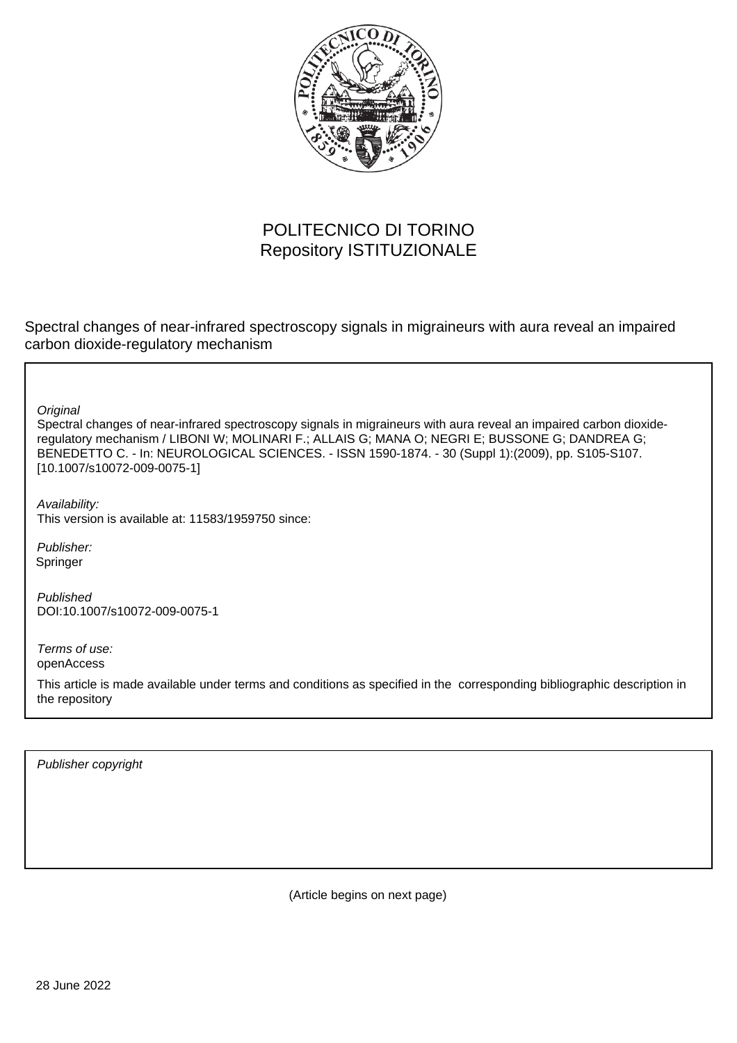POLITECNICO DI TORINO
Repository ISTITUZIONALE

Spectral changes of near-infrared spectroscopy signals in migraineurs with aura reveal an impaired carbon dioxide-regulatory mechanism

*Original*
Spectral changes of near-infrared spectroscopy signals in migraineurs with aura reveal an impaired carbon dioxide-regulatory mechanism / LIBONI W; MOLINARI F.; ALLAIS G; MANA O; NEGRI E; BUSSONE G; DANDREA G; BENEDETTO C. - In: NEUROLOGICAL SCIENCES. - ISSN 1590-1874. - 30 (Suppl 1):(2009), pp. S105-S107. [10.1007/s10072-009-0075-1]

*Availability:*
This version is available at: 11583/1959750 since:

*Publisher:*
Springer

*Published*
DOI:10.1007/s10072-009-0075-1

*Terms of use:*
openAccess

This article is made available under terms and conditions as specified in the corresponding bibliographic description in the repository

*Publisher copyright*

(Article begins on next page)

28 June 2022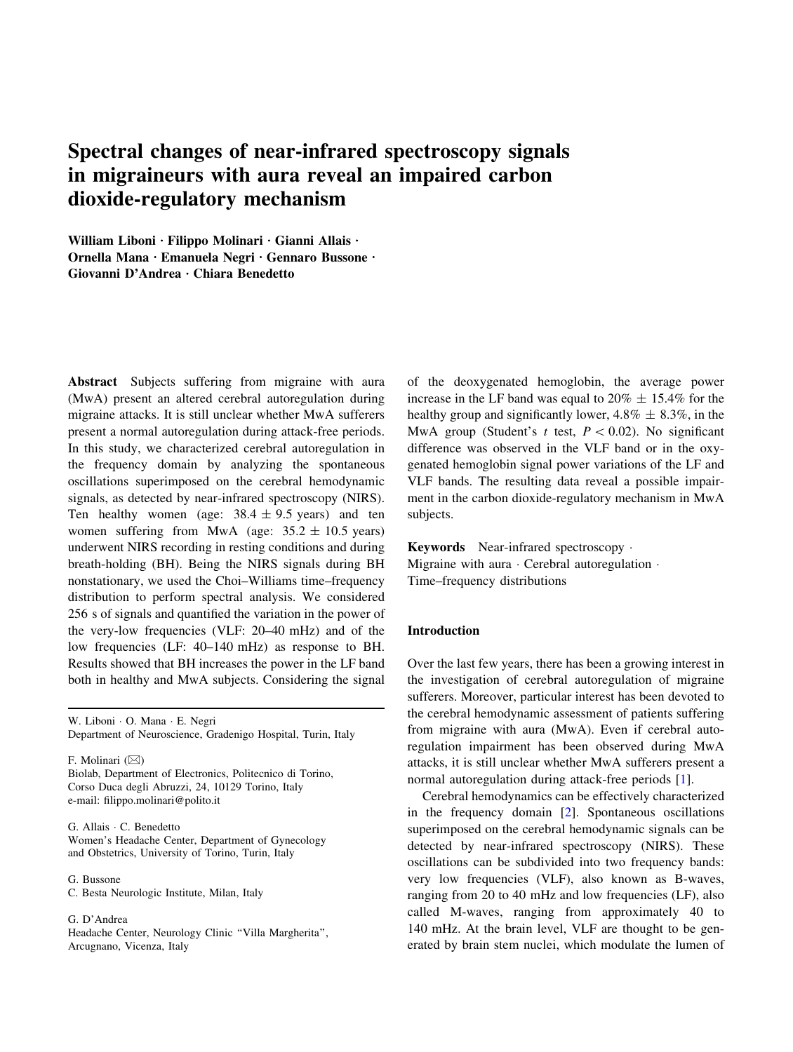# Spectral changes of near-infrared spectroscopy signals in migraineurs with aura reveal an impaired carbon dioxide-regulatory mechanism

**William Liboni · Filippo Molinari · Gianni Allais · Ornella Mana · Emanuela Negri · Gennaro Bussone · Giovanni D'Andrea · Chiara Benedetto**

**Abstract** Subjects suffering from migraine with aura (MwA) present an altered cerebral autoregulation during migraine attacks. It is still unclear whether MwA sufferers present a normal autoregulation during attack-free periods. In this study, we characterized cerebral autoregulation in the frequency domain by analyzing the spontaneous oscillations superimposed on the cerebral hemodynamic signals, as detected by near-infrared spectroscopy (NIRS). Ten healthy women (age: $38.4 \pm 9.5$ years) and ten women suffering from MwA (age: $35.2 \pm 10.5$ years) underwent NIRS recording in resting conditions and during breath-holding (BH). Being the NIRS signals during BH nonstationary, we used the Choi–Williams time–frequency distribution to perform spectral analysis. We considered 256 s of signals and quantified the variation in the power of the very-low frequencies (VLF: 20–40 mHz) and of the low frequencies (LF: 40–140 mHz) as response to BH. Results showed that BH increases the power in the LF band both in healthy and MwA subjects. Considering the signal of the deoxygenated hemoglobin, the average power increase in the LF band was equal to $20\% \pm 15.4\%$ for the healthy group and significantly lower, $4.8\% \pm 8.3\%$, in the MwA group (Student's *t* test, $P < 0.02$). No significant difference was observed in the VLF band or in the oxygenated hemoglobin signal power variations of the LF and VLF bands. The resulting data reveal a possible impairment in the carbon dioxide-regulatory mechanism in MwA subjects.

**Keywords** Near-infrared spectroscopy · Migraine with aura · Cerebral autoregulation · Time–frequency distributions

W. Liboni · O. Mana · E. Negri
Department of Neuroscience, Gradenigo Hospital, Turin, Italy

F. Molinari (✉)
Biolab, Department of Electronics, Politecnico di Torino, Corso Duca degli Abruzzi, 24, 10129 Torino, Italy
e-mail: filippo.molinari@polito.it

G. Allais · C. Benedetto
Women's Headache Center, Department of Gynecology and Obstetrics, University of Torino, Turin, Italy

G. Bussone
C. Besta Neurologic Institute, Milan, Italy

G. D'Andrea
Headache Center, Neurology Clinic "Villa Margherita", Arcugnano, Vicenza, Italy

## Introduction

Over the last few years, there has been a growing interest in the investigation of cerebral autoregulation of migraine sufferers. Moreover, particular interest has been devoted to the cerebral hemodynamic assessment of patients suffering from migraine with aura (MwA). Even if cerebral autoregulation impairment has been observed during MwA attacks, it is still unclear whether MwA sufferers present a normal autoregulation during attack-free periods [1].

Cerebral hemodynamics can be effectively characterized in the frequency domain [2]. Spontaneous oscillations superimposed on the cerebral hemodynamic signals can be detected by near-infrared spectroscopy (NIRS). These oscillations can be subdivided into two frequency bands: very low frequencies (VLF), also known as B-waves, ranging from 20 to 40 mHz and low frequencies (LF), also called M-waves, ranging from approximately 40 to 140 mHz. At the brain level, VLF are thought to be generated by brain stem nuclei, which modulate the lumen of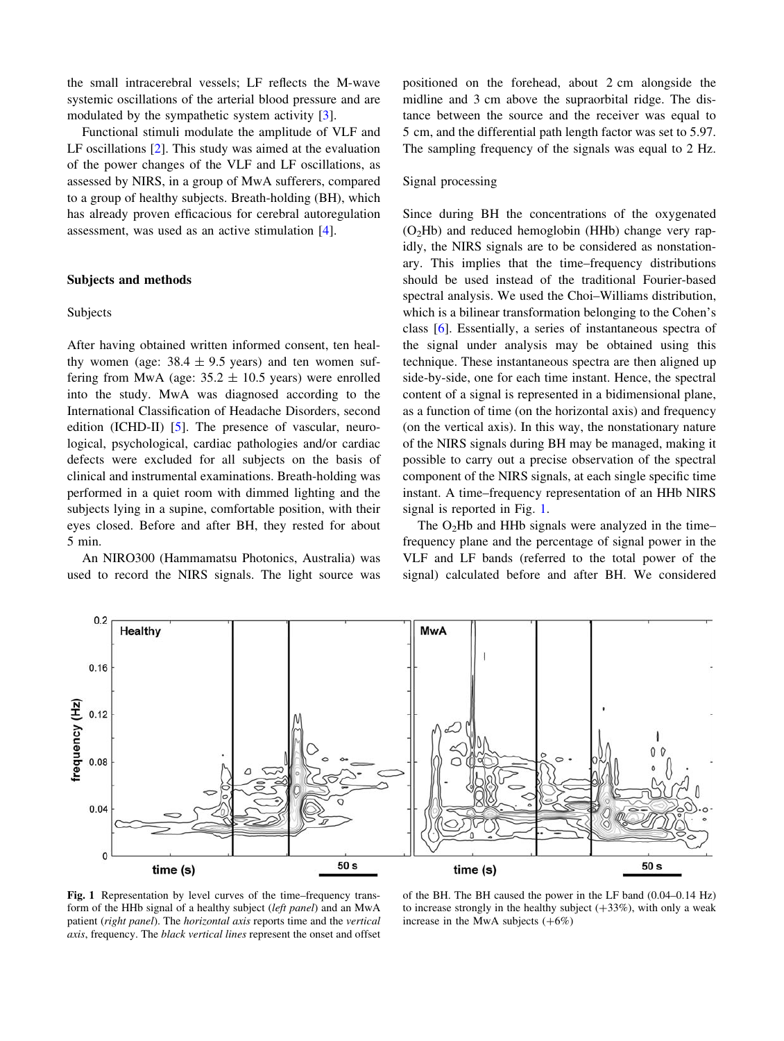the small intracerebral vessels; LF reflects the M-wave systemic oscillations of the arterial blood pressure and are modulated by the sympathetic system activity [3].

Functional stimuli modulate the amplitude of VLF and LF oscillations [2]. This study was aimed at the evaluation of the power changes of the VLF and LF oscillations, as assessed by NIRS, in a group of MwA sufferers, compared to a group of healthy subjects. Breath-holding (BH), which has already proven efficacious for cerebral autoregulation assessment, was used as an active stimulation [4].

## Subjects and methods

### Subjects

After having obtained written informed consent, ten healthy women (age: $38.4 \pm 9.5$ years) and ten women suffering from MwA (age: $35.2 \pm 10.5$ years) were enrolled into the study. MwA was diagnosed according to the International Classification of Headache Disorders, second edition (ICHD-II) [5]. The presence of vascular, neurological, psychological, cardiac pathologies and/or cardiac defects were excluded for all subjects on the basis of clinical and instrumental examinations. Breath-holding was performed in a quiet room with dimmed lighting and the subjects lying in a supine, comfortable position, with their eyes closed. Before and after BH, they rested for about 5 min.

An NIRO300 (Hammamatsu Photonics, Australia) was used to record the NIRS signals. The light source was positioned on the forehead, about 2 cm alongside the midline and 3 cm above the supraorbital ridge. The distance between the source and the receiver was equal to 5 cm, and the differential path length factor was set to 5.97. The sampling frequency of the signals was equal to 2 Hz.

### Signal processing

Since during BH the concentrations of the oxygenated ($O_2Hb$) and reduced hemoglobin (HHb) change very rapidly, the NIRS signals are to be considered as nonstationary. This implies that the time–frequency distributions should be used instead of the traditional Fourier-based spectral analysis. We used the Choi–Williams distribution, which is a bilinear transformation belonging to the Cohen's class [6]. Essentially, a series of instantaneous spectra of the signal under analysis may be obtained using this technique. These instantaneous spectra are then aligned up side-by-side, one for each time instant. Hence, the spectral content of a signal is represented in a bidimensional plane, as a function of time (on the horizontal axis) and frequency (on the vertical axis). In this way, the nonstationary nature of the NIRS signals during BH may be managed, making it possible to carry out a precise observation of the spectral component of the NIRS signals, at each single specific time instant. A time–frequency representation of an HHb NIRS signal is reported in Fig. 1.

The $O_2Hb$ and HHb signals were analyzed in the time–frequency plane and the percentage of signal power in the VLF and LF bands (referred to the total power of the signal) calculated before and after BH. We considered

**Fig. 1** Representation by level curves of the time–frequency transform of the HHb signal of a healthy subject (*left panel*) and an MwA patient (*right panel*). The *horizontal axis* reports time and the *vertical axis*, frequency. The *black vertical lines* represent the onset and offset of the BH. The BH caused the power in the LF band (0.04–0.14 Hz) to increase strongly in the healthy subject (+33%), with only a weak increase in the MwA subjects (+6%)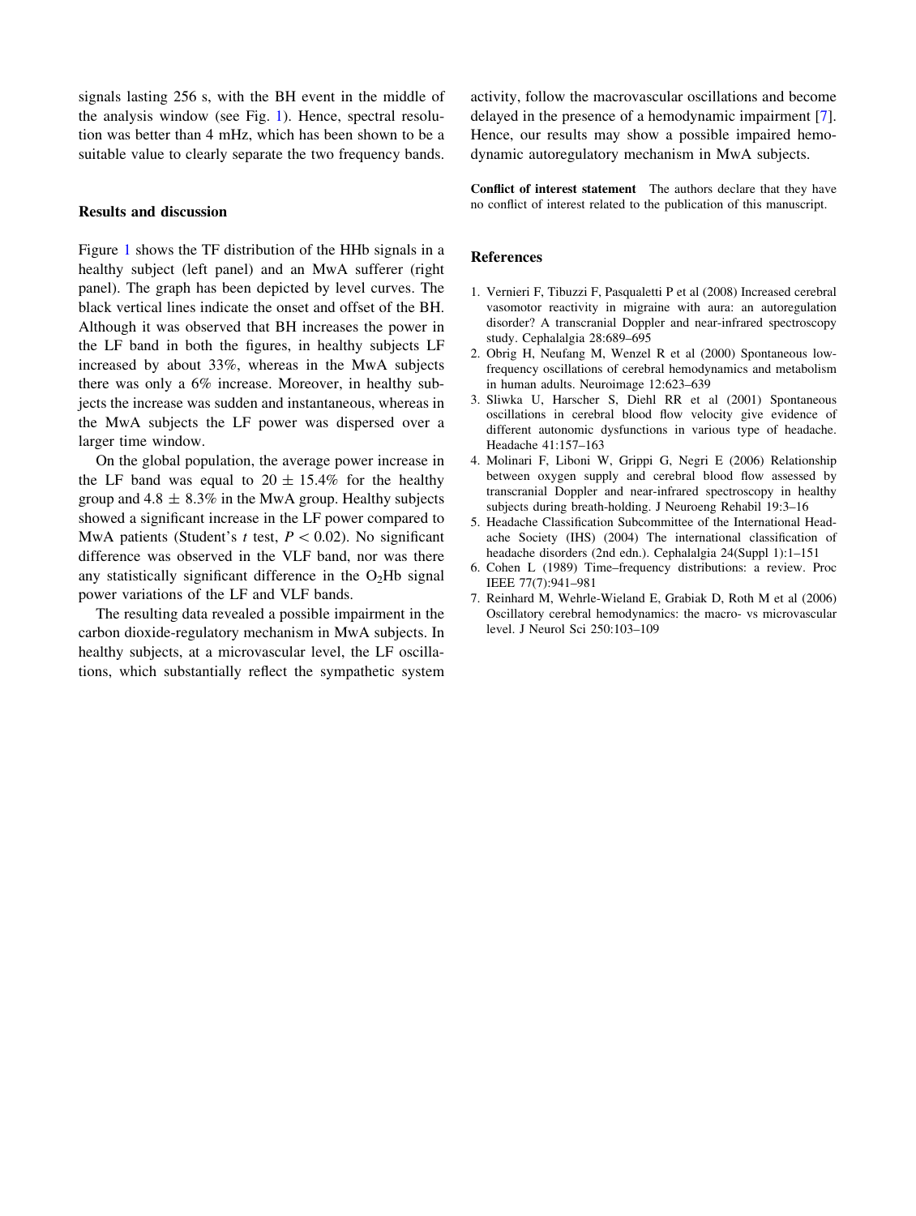signals lasting 256 s, with the BH event in the middle of the analysis window (see Fig. 1). Hence, spectral resolution was better than 4 mHz, which has been shown to be a suitable value to clearly separate the two frequency bands.

## Results and discussion

Figure 1 shows the TF distribution of the HHb signals in a healthy subject (left panel) and an MwA sufferer (right panel). The graph has been depicted by level curves. The black vertical lines indicate the onset and offset of the BH. Although it was observed that BH increases the power in the LF band in both the figures, in healthy subjects LF increased by about 33%, whereas in the MwA subjects there was only a 6% increase. Moreover, in healthy subjects the increase was sudden and instantaneous, whereas in the MwA subjects the LF power was dispersed over a larger time window.

On the global population, the average power increase in the LF band was equal to $20 \pm 15.4\%$ for the healthy group and $4.8 \pm 8.3\%$ in the MwA group. Healthy subjects showed a significant increase in the LF power compared to MwA patients (Student's $t$ test, $P < 0.02$). No significant difference was observed in the VLF band, nor was there any statistically significant difference in the $O_2Hb$ signal power variations of the LF and VLF bands.

The resulting data revealed a possible impairment in the carbon dioxide-regulatory mechanism in MwA subjects. In healthy subjects, at a microvascular level, the LF oscillations, which substantially reflect the sympathetic system activity, follow the macrovascular oscillations and become delayed in the presence of a hemodynamic impairment [7]. Hence, our results may show a possible impaired hemodynamic autoregulatory mechanism in MwA subjects.

**Conflict of interest statement** The authors declare that they have no conflict of interest related to the publication of this manuscript.

## References

1. Vernieri F, Tibuzzi F, Pasqualetti P et al (2008) Increased cerebral vasomotor reactivity in migraine with aura: an autoregulation disorder? A transcranial Doppler and near-infrared spectroscopy study. Cephalalgia 28:689–695
2. Obrig H, Neufang M, Wenzel R et al (2000) Spontaneous low-frequency oscillations of cerebral hemodynamics and metabolism in human adults. Neuroimage 12:623–639
3. Sliwka U, Harscher S, Diehl RR et al (2001) Spontaneous oscillations in cerebral blood flow velocity give evidence of different autonomic dysfunctions in various type of headache. Headache 41:157–163
4. Molinari F, Liboni W, Grippi G, Negri E (2006) Relationship between oxygen supply and cerebral blood flow assessed by transcranial Doppler and near-infrared spectroscopy in healthy subjects during breath-holding. J Neuroeng Rehabil 19:3–16
5. Headache Classification Subcommittee of the International Headache Society (IHS) (2004) The international classification of headache disorders (2nd edn.). Cephalalgia 24(Suppl 1):1–151
6. Cohen L (1989) Time–frequency distributions: a review. Proc IEEE 77(7):941–981
7. Reinhard M, Wehrle-Wieland E, Grabiak D, Roth M et al (2006) Oscillatory cerebral hemodynamics: the macro- vs microvascular level. J Neurol Sci 250:103–109